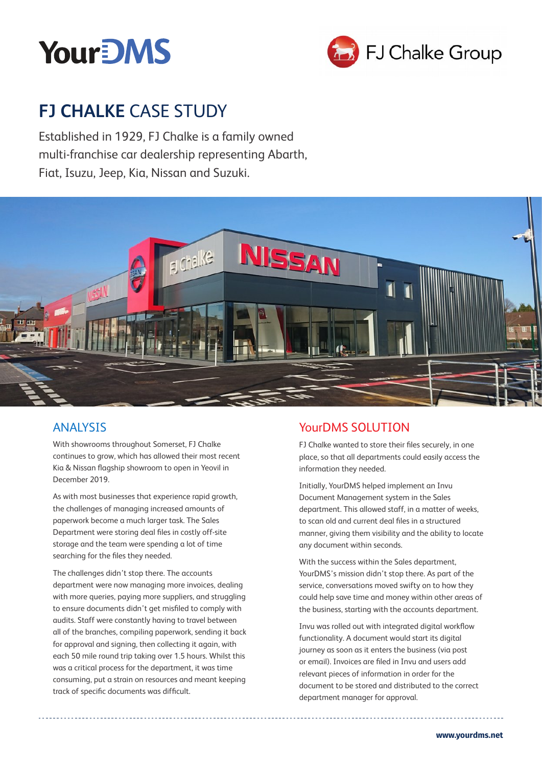YourDMS

FJ Chalke Group

# FJ CHALKE CASE STUDY

Established in 1929, FJ Chalke is a family owned multi-franchise car dealership representing Abarth, Fiat, Isuzu, Jeep, Kia, Nissan and Suzuki.

## ANALYSIS

With showrooms throughout Somerset, FJ Chalke continues to grow, which has allowed their most recent Kia & Nissan flagship showroom to open in Yeovil in December 2019.

As with most businesses that experience rapid growth, the challenges of managing increased amounts of paperwork become a much larger task. The Sales Department were storing deal files in costly off-site storage and the team were spending a lot of time searching for the files they needed.

The challenges didn't stop there. The accounts department were now managing more invoices, dealing with more queries, paying more suppliers, and struggling to ensure documents didn't get misfiled to comply with audits. Staff were constantly having to travel between all of the branches, compiling paperwork, sending it back for approval and signing, then collecting it again, with each 50 mile round trip taking over 1.5 hours. Whilst this was a critical process for the department, it was time consuming, put a strain on resources and meant keeping track of specific documents was difficult.

## YourDMS SOLUTION

FJ Chalke wanted to store their files securely, in one place, so that all departments could easily access the information they needed.

Initially, YourDMS helped implement an Invu Document Management system in the Sales department. This allowed staff, in a matter of weeks, to scan old and current deal files in a structured manner, giving them visibility and the ability to locate any document within seconds.

With the success within the Sales department, YourDMS's mission didn't stop there. As part of the service, conversations moved swifty on to how they could help save time and money within other areas of the business, starting with the accounts department.

Invu was rolled out with integrated digital workflow functionality. A document would start its digital journey as soon as it enters the business (via post or email). Invoices are filed in Invu and users add relevant pieces of information in order for the document to be stored and distributed to the correct department manager for approval.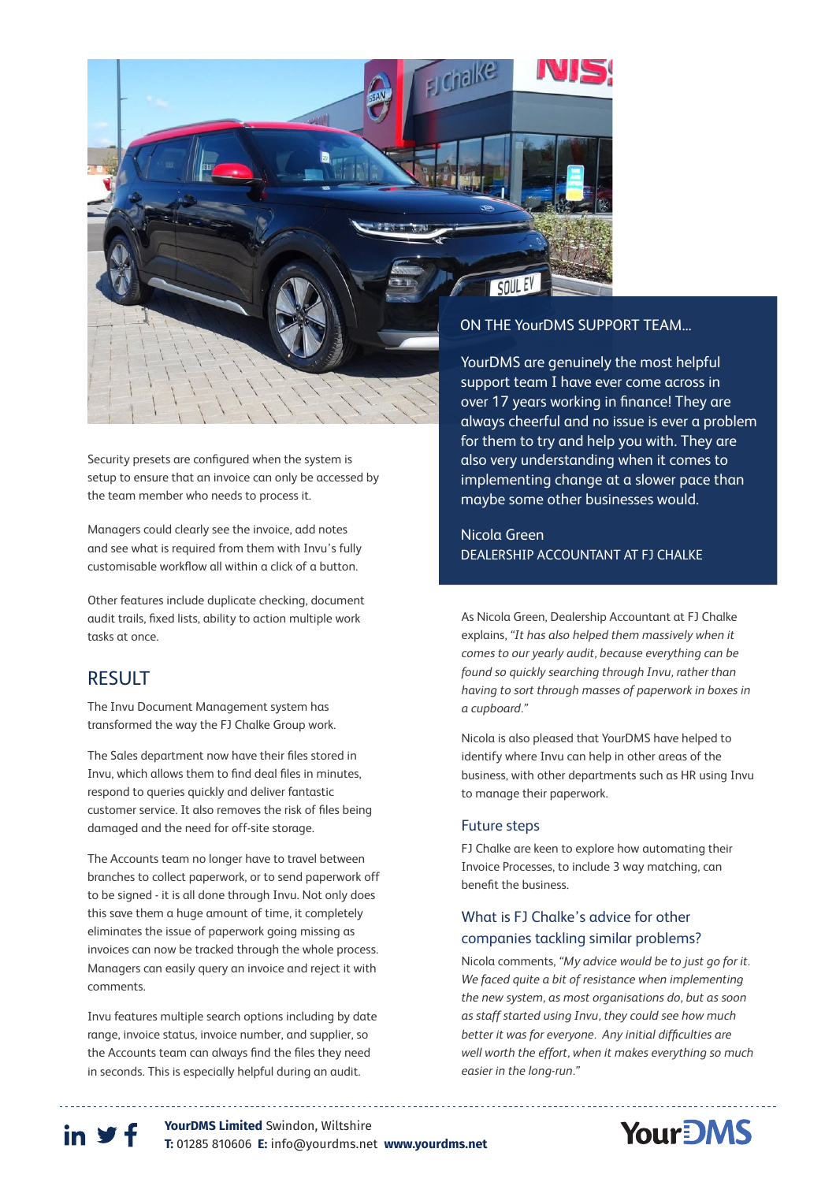Security presets are configured when the system is setup to ensure that an invoice can only be accessed by the team member who needs to process it.

Managers could clearly see the invoice, add notes and see what is required from them with Invu's fully customisable workflow all within a click of a button.

Other features include duplicate checking, document audit trails, fixed lists, ability to action multiple work tasks at once.

## RESULT

The Invu Document Management system has transformed the way the FJ Chalke Group work.

The Sales department now have their files stored in Invu, which allows them to find deal files in minutes, respond to queries quickly and deliver fantastic customer service. It also removes the risk of files being damaged and the need for off-site storage.

The Accounts team no longer have to travel between branches to collect paperwork, or to send paperwork off to be signed - it is all done through Invu. Not only does this save them a huge amount of time, it completely eliminates the issue of paperwork going missing as invoices can now be tracked through the whole process. Managers can easily query an invoice and reject it with comments.

Invu features multiple search options including by date range, invoice status, invoice number, and supplier, so the Accounts team can always find the files they need in seconds. This is especially helpful during an audit.

### ON THE YourDMS SUPPORT TEAM...

YourDMS are genuinely the most helpful support team I have ever come across in over 17 years working in finance! They are always cheerful and no issue is ever a problem for them to try and help you with. They are also very understanding when it comes to implementing change at a slower pace than maybe some other businesses would.

Nicola Green
DEALERSHIP ACCOUNTANT AT FJ CHALKE

As Nicola Green, Dealership Accountant at FJ Chalke explains, *"It has also helped them massively when it comes to our yearly audit, because everything can be found so quickly searching through Invu, rather than having to sort through masses of paperwork in boxes in a cupboard."*

Nicola is also pleased that YourDMS have helped to identify where Invu can help in other areas of the business, with other departments such as HR using Invu to manage their paperwork.

### Future steps

FJ Chalke are keen to explore how automating their Invoice Processes, to include 3 way matching, can benefit the business.

### What is FJ Chalke's advice for other companies tackling similar problems?

Nicola comments, *"My advice would be to just go for it. We faced quite a bit of resistance when implementing the new system, as most organisations do, but as soon as staff started using Invu, they could see how much better it was for everyone. Any initial difficulties are well worth the effort, when it makes everything so much easier in the long-run."*

**YourDMS Limited** Swindon, Wiltshire
**T:** 01285 810606 **E:** info@yourdms.net **www.yourdms.net**